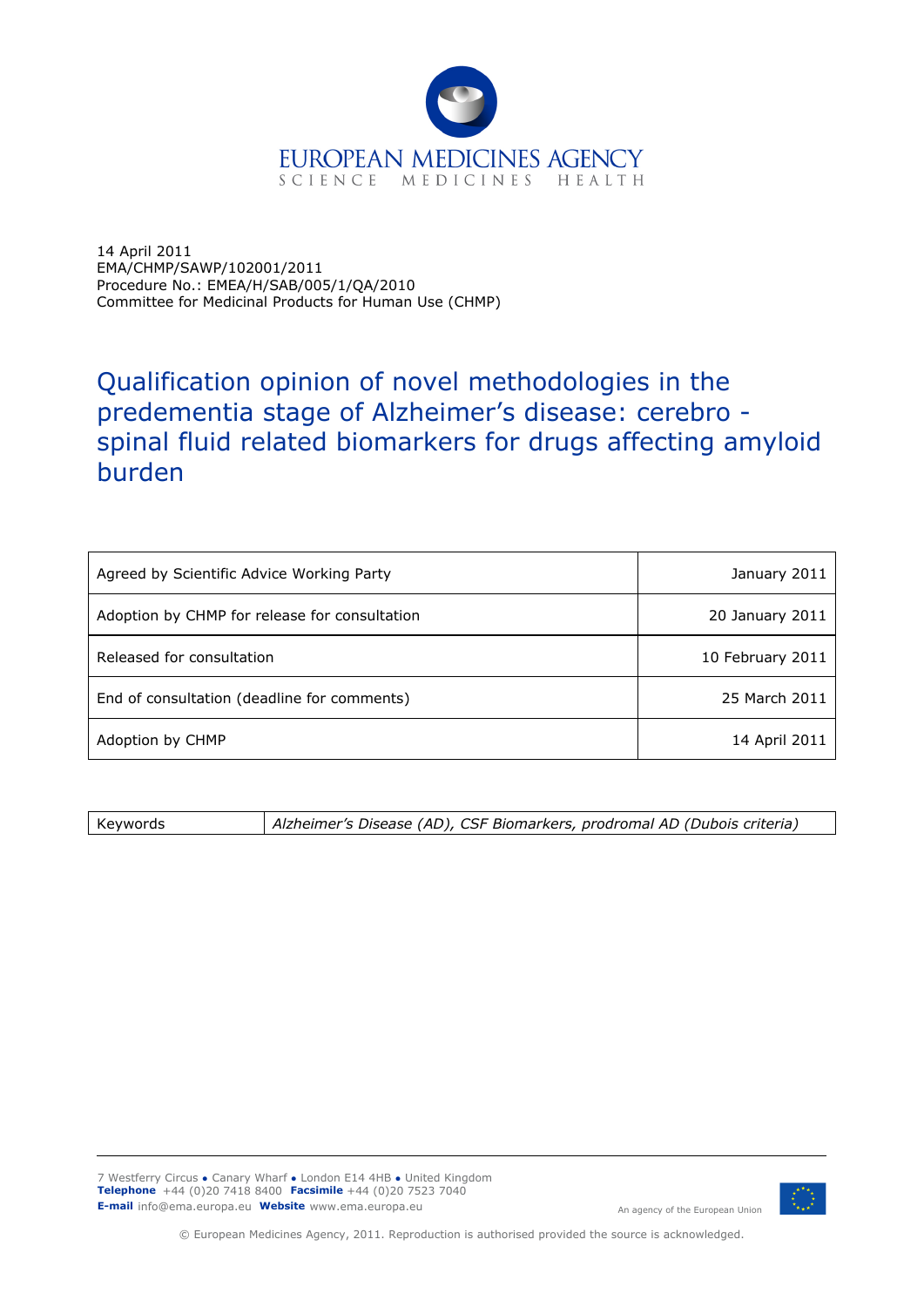EUROPEAN MEDICINES AGENCY
SCIENCE MEDICINES HEALTH

14 April 2011
EMA/CHMP/SAWP/102001/2011
Procedure No.: EMEA/H/SAB/005/1/QA/2010
Committee for Medicinal Products for Human Use (CHMP)

# Qualification opinion of novel methodologies in the predementia stage of Alzheimer's disease: cerebro - spinal fluid related biomarkers for drugs affecting amyloid burden

| | |
|---|---|
| Agreed by Scientific Advice Working Party | January 2011 |
| Adoption by CHMP for release for consultation | 20 January 2011 |
| Released for consultation | 10 February 2011 |
| End of consultation (deadline for comments) | 25 March 2011 |
| Adoption by CHMP | 14 April 2011 |

| | |
|---|---|
| Keywords | *Alzheimer's Disease (AD), CSF Biomarkers, prodromal AD (Dubois criteria)* |

7 Westferry Circus ● Canary Wharf ● London E14 4HB ● United Kingdom
**Telephone** +44 (0)20 7418 8400 **Facsimile** +44 (0)20 7523 7040
**E-mail** info@ema.europa.eu **Website** www.ema.europa.eu

An agency of the European Union

© European Medicines Agency, 2011. Reproduction is authorised provided the source is acknowledged.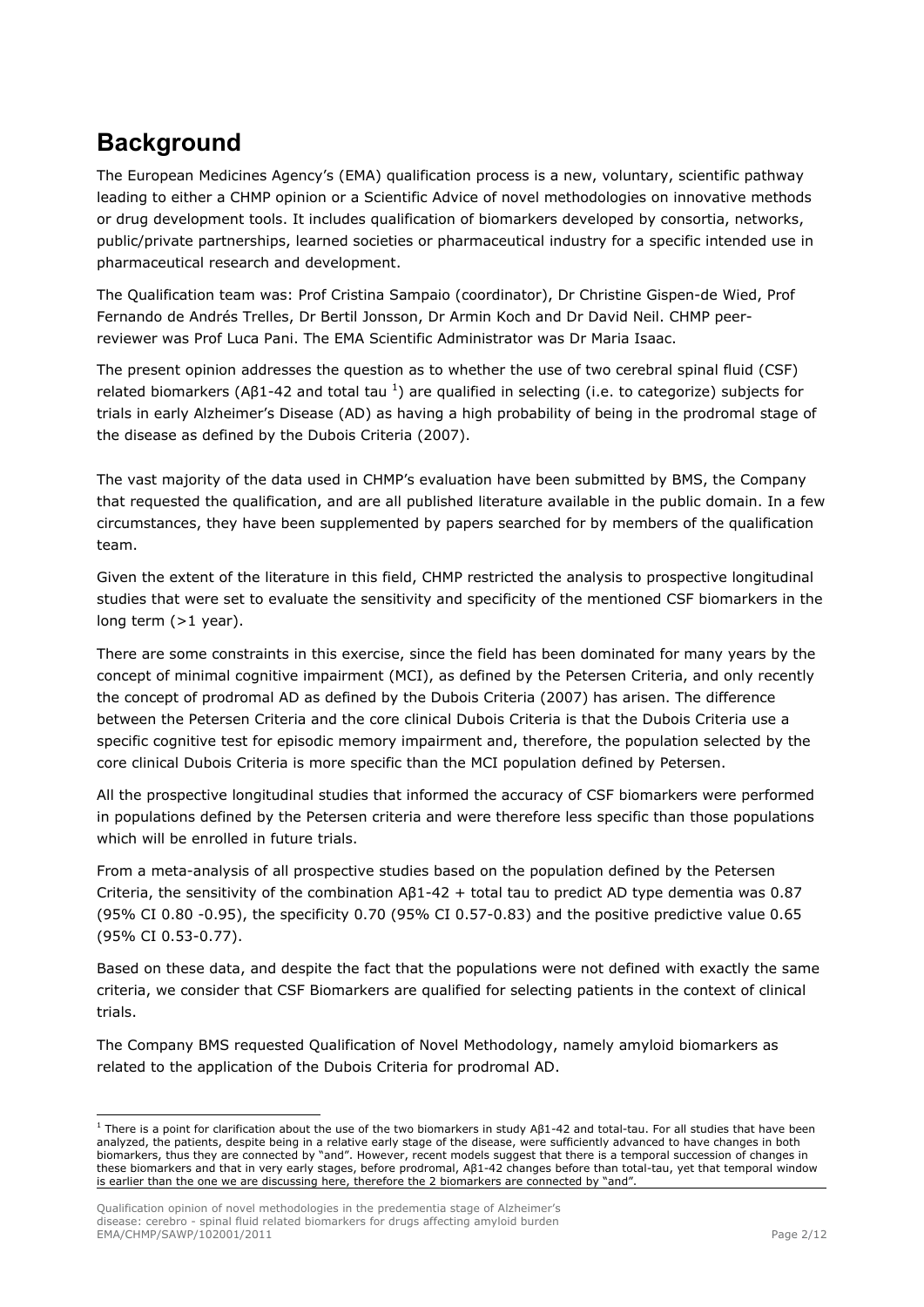# Background

The European Medicines Agency's (EMA) qualification process is a new, voluntary, scientific pathway leading to either a CHMP opinion or a Scientific Advice of novel methodologies on innovative methods or drug development tools. It includes qualification of biomarkers developed by consortia, networks, public/private partnerships, learned societies or pharmaceutical industry for a specific intended use in pharmaceutical research and development.

The Qualification team was: Prof Cristina Sampaio (coordinator), Dr Christine Gispen-de Wied, Prof Fernando de Andrés Trelles, Dr Bertil Jonsson, Dr Armin Koch and Dr David Neil. CHMP peer-reviewer was Prof Luca Pani. The EMA Scientific Administrator was Dr Maria Isaac.

The present opinion addresses the question as to whether the use of two cerebral spinal fluid (CSF) related biomarkers (Aβ1-42 and total tau [1]) are qualified in selecting (i.e. to categorize) subjects for trials in early Alzheimer's Disease (AD) as having a high probability of being in the prodromal stage of the disease as defined by the Dubois Criteria (2007).

The vast majority of the data used in CHMP's evaluation have been submitted by BMS, the Company that requested the qualification, and are all published literature available in the public domain. In a few circumstances, they have been supplemented by papers searched for by members of the qualification team.

Given the extent of the literature in this field, CHMP restricted the analysis to prospective longitudinal studies that were set to evaluate the sensitivity and specificity of the mentioned CSF biomarkers in the long term (>1 year).

There are some constraints in this exercise, since the field has been dominated for many years by the concept of minimal cognitive impairment (MCI), as defined by the Petersen Criteria, and only recently the concept of prodromal AD as defined by the Dubois Criteria (2007) has arisen. The difference between the Petersen Criteria and the core clinical Dubois Criteria is that the Dubois Criteria use a specific cognitive test for episodic memory impairment and, therefore, the population selected by the core clinical Dubois Criteria is more specific than the MCI population defined by Petersen.

All the prospective longitudinal studies that informed the accuracy of CSF biomarkers were performed in populations defined by the Petersen criteria and were therefore less specific than those populations which will be enrolled in future trials.

From a meta-analysis of all prospective studies based on the population defined by the Petersen Criteria, the sensitivity of the combination Aβ1-42 + total tau to predict AD type dementia was 0.87 (95% CI 0.80 -0.95), the specificity 0.70 (95% CI 0.57-0.83) and the positive predictive value 0.65 (95% CI 0.53-0.77).

Based on these data, and despite the fact that the populations were not defined with exactly the same criteria, we consider that CSF Biomarkers are qualified for selecting patients in the context of clinical trials.

The Company BMS requested Qualification of Novel Methodology, namely amyloid biomarkers as related to the application of the Dubois Criteria for prodromal AD.

[1] There is a point for clarification about the use of the two biomarkers in study Aβ1-42 and total-tau. For all studies that have been analyzed, the patients, despite being in a relative early stage of the disease, were sufficiently advanced to have changes in both biomarkers, thus they are connected by "and". However, recent models suggest that there is a temporal succession of changes in these biomarkers and that in very early stages, before prodromal, Aβ1-42 changes before than total-tau, yet that temporal window is earlier than the one we are discussing here, therefore the 2 biomarkers are connected by "and".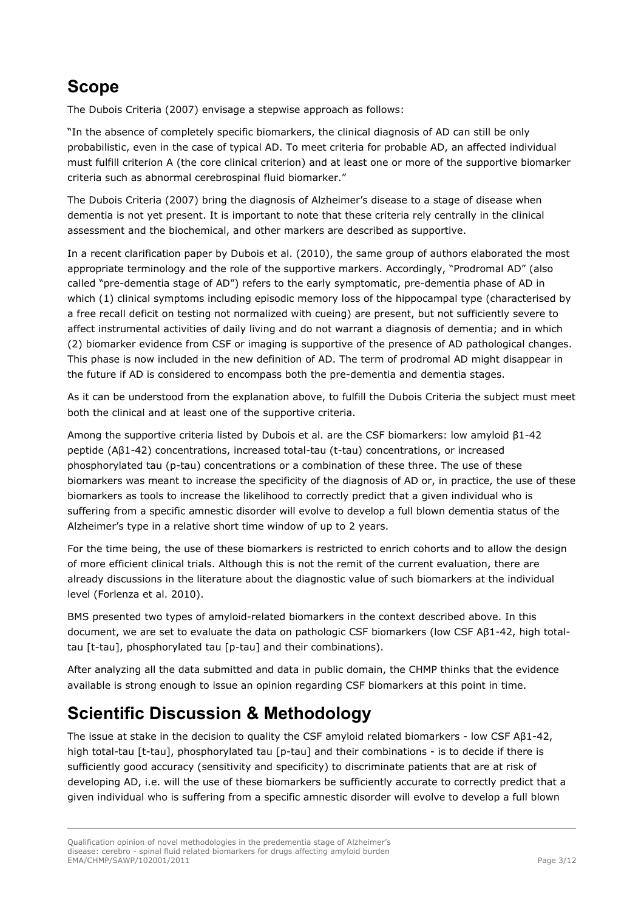## Scope

The Dubois Criteria (2007) envisage a stepwise approach as follows:

"In the absence of completely specific biomarkers, the clinical diagnosis of AD can still be only probabilistic, even in the case of typical AD. To meet criteria for probable AD, an affected individual must fulfill criterion A (the core clinical criterion) and at least one or more of the supportive biomarker criteria such as abnormal cerebrospinal fluid biomarker."

The Dubois Criteria (2007) bring the diagnosis of Alzheimer's disease to a stage of disease when dementia is not yet present. It is important to note that these criteria rely centrally in the clinical assessment and the biochemical, and other markers are described as supportive.

In a recent clarification paper by Dubois et al. (2010), the same group of authors elaborated the most appropriate terminology and the role of the supportive markers. Accordingly, "Prodromal AD" (also called "pre-dementia stage of AD") refers to the early symptomatic, pre-dementia phase of AD in which (1) clinical symptoms including episodic memory loss of the hippocampal type (characterised by a free recall deficit on testing not normalized with cueing) are present, but not sufficiently severe to affect instrumental activities of daily living and do not warrant a diagnosis of dementia; and in which (2) biomarker evidence from CSF or imaging is supportive of the presence of AD pathological changes. This phase is now included in the new definition of AD. The term of prodromal AD might disappear in the future if AD is considered to encompass both the pre-dementia and dementia stages.

As it can be understood from the explanation above, to fulfill the Dubois Criteria the subject must meet both the clinical and at least one of the supportive criteria.

Among the supportive criteria listed by Dubois et al. are the CSF biomarkers: low amyloid β1-42 peptide (Aβ1-42) concentrations, increased total-tau (t-tau) concentrations, or increased phosphorylated tau (p-tau) concentrations or a combination of these three. The use of these biomarkers was meant to increase the specificity of the diagnosis of AD or, in practice, the use of these biomarkers as tools to increase the likelihood to correctly predict that a given individual who is suffering from a specific amnestic disorder will evolve to develop a full blown dementia status of the Alzheimer's type in a relative short time window of up to 2 years.

For the time being, the use of these biomarkers is restricted to enrich cohorts and to allow the design of more efficient clinical trials. Although this is not the remit of the current evaluation, there are already discussions in the literature about the diagnostic value of such biomarkers at the individual level (Forlenza et al. 2010).

BMS presented two types of amyloid-related biomarkers in the context described above. In this document, we are set to evaluate the data on pathologic CSF biomarkers (low CSF Aβ1-42, high total-tau [t-tau], phosphorylated tau [p-tau] and their combinations).

After analyzing all the data submitted and data in public domain, the CHMP thinks that the evidence available is strong enough to issue an opinion regarding CSF biomarkers at this point in time.

## Scientific Discussion & Methodology

The issue at stake in the decision to quality the CSF amyloid related biomarkers - low CSF Aβ1-42, high total-tau [t-tau], phosphorylated tau [p-tau] and their combinations - is to decide if there is sufficiently good accuracy (sensitivity and specificity) to discriminate patients that are at risk of developing AD, i.e. will the use of these biomarkers be sufficiently accurate to correctly predict that a given individual who is suffering from a specific amnestic disorder will evolve to develop a full blown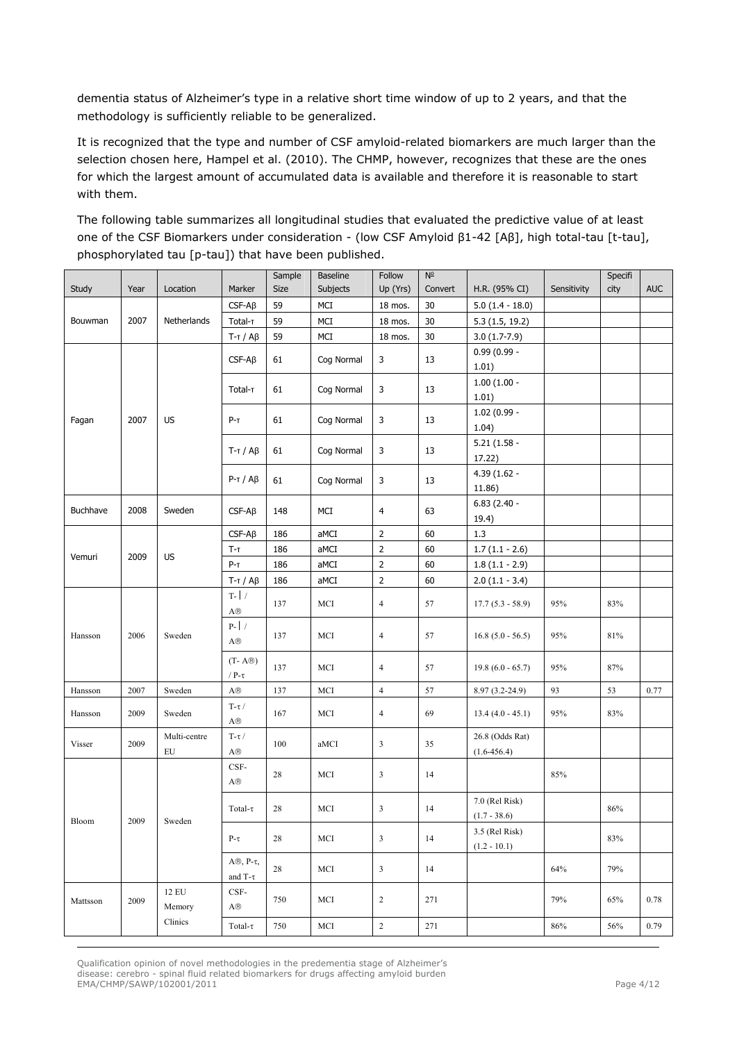dementia status of Alzheimer's type in a relative short time window of up to 2 years, and that the methodology is sufficiently reliable to be generalized.

It is recognized that the type and number of CSF amyloid-related biomarkers are much larger than the selection chosen here, Hampel et al. (2010). The CHMP, however, recognizes that these are the ones for which the largest amount of accumulated data is available and therefore it is reasonable to start with them.

The following table summarizes all longitudinal studies that evaluated the predictive value of at least one of the CSF Biomarkers under consideration - (low CSF Amyloid β1-42 [Aβ], high total-tau [t-tau], phosphorylated tau [p-tau]) that have been published.

| Study | Year | Location | Marker | Sample Size | Baseline Subjects | Follow Up (Yrs) | Nº Convert | H.R. (95% CI) | Sensitivity | Specificity | AUC |
|---|---|---|---|---|---|---|---|---|---|---|---|
| Bouwman | 2007 | Netherlands | CSF-Aβ | 59 | MCI | 18 mos. | 30 | 5.0 (1.4 - 18.0) | | | |
| | | | Total-τ | 59 | MCI | 18 mos. | 30 | 5.3 (1.5, 19.2) | | | |
| | | | T-τ / Aβ | 59 | MCI | 18 mos. | 30 | 3.0 (1.7-7.9) | | | |
| Fagan | 2007 | US | CSF-Aβ | 61 | Cog Normal | 3 | 13 | 0.99 (0.99 - 1.01) | | | |
| | | | Total-τ | 61 | Cog Normal | 3 | 13 | 1.00 (1.00 - 1.01) | | | |
| | | | P-τ | 61 | Cog Normal | 3 | 13 | 1.02 (0.99 - 1.04) | | | |
| | | | T-τ / Aβ | 61 | Cog Normal | 3 | 13 | 5.21 (1.58 - 17.22) | | | |
| | | | P-τ / Aβ | 61 | Cog Normal | 3 | 13 | 4.39 (1.62 - 11.86) | | | |
| Buchhave | 2008 | Sweden | CSF-Aβ | 148 | MCI | 4 | 63 | 6.83 (2.40 - 19.4) | | | |
| Vemuri | 2009 | US | CSF-Aβ | 186 | aMCI | 2 | 60 | 1.3 | | | |
| | | | T-τ | 186 | aMCI | 2 | 60 | 1.7 (1.1 - 2.6) | | | |
| | | | P-τ | 186 | aMCI | 2 | 60 | 1.8 (1.1 - 2.9) | | | |
| | | | T-τ / Aβ | 186 | aMCI | 2 | 60 | 2.0 (1.1 - 3.4) | | | |
| Hansson | 2006 | Sweden | T-│/ A® | 137 | MCI | 4 | 57 | 17.7 (5.3 - 58.9) | 95% | 83% | |
| | | | P-│/ A® | 137 | MCI | 4 | 57 | 16.8 (5.0 - 56.5) | 95% | 81% | |
| | | | (T- A®) / P-τ | 137 | MCI | 4 | 57 | 19.8 (6.0 - 65.7) | 95% | 87% | |
| Hansson | 2007 | Sweden | A® | 137 | MCI | 4 | 57 | 8.97 (3.2-24.9) | 93 | 53 | 0.77 |
| Hansson | 2009 | Sweden | T-τ / A® | 167 | MCI | 4 | 69 | 13.4 (4.0 - 45.1) | 95% | 83% | |
| Visser | 2009 | Multi-centre EU | T-τ / A® | 100 | aMCI | 3 | 35 | 26.8 (Odds Rat) (1.6-456.4) | | | |
| Bloom | 2009 | Sweden | CSF-A® | 28 | MCI | 3 | 14 | | 85% | | |
| | | | Total-τ | 28 | MCI | 3 | 14 | 7.0 (Rel Risk) (1.7 - 38.6) | | 86% | |
| | | | P-τ | 28 | MCI | 3 | 14 | 3.5 (Rel Risk) (1.2 - 10.1) | | 83% | |
| | | | A®, P-τ, and T-τ | 28 | MCI | 3 | 14 | | 64% | 79% | |
| Mattsson | 2009 | 12 EU Memory Clinics | CSF-A® | 750 | MCI | 2 | 271 | | 79% | 65% | 0.78 |
| | | | Total-τ | 750 | MCI | 2 | 271 | | 86% | 56% | 0.79 |

Qualification opinion of novel methodologies in the predementia stage of Alzheimer's disease: cerebro - spinal fluid related biomarkers for drugs affecting amyloid burden
EMA/CHMP/SAWP/102001/2011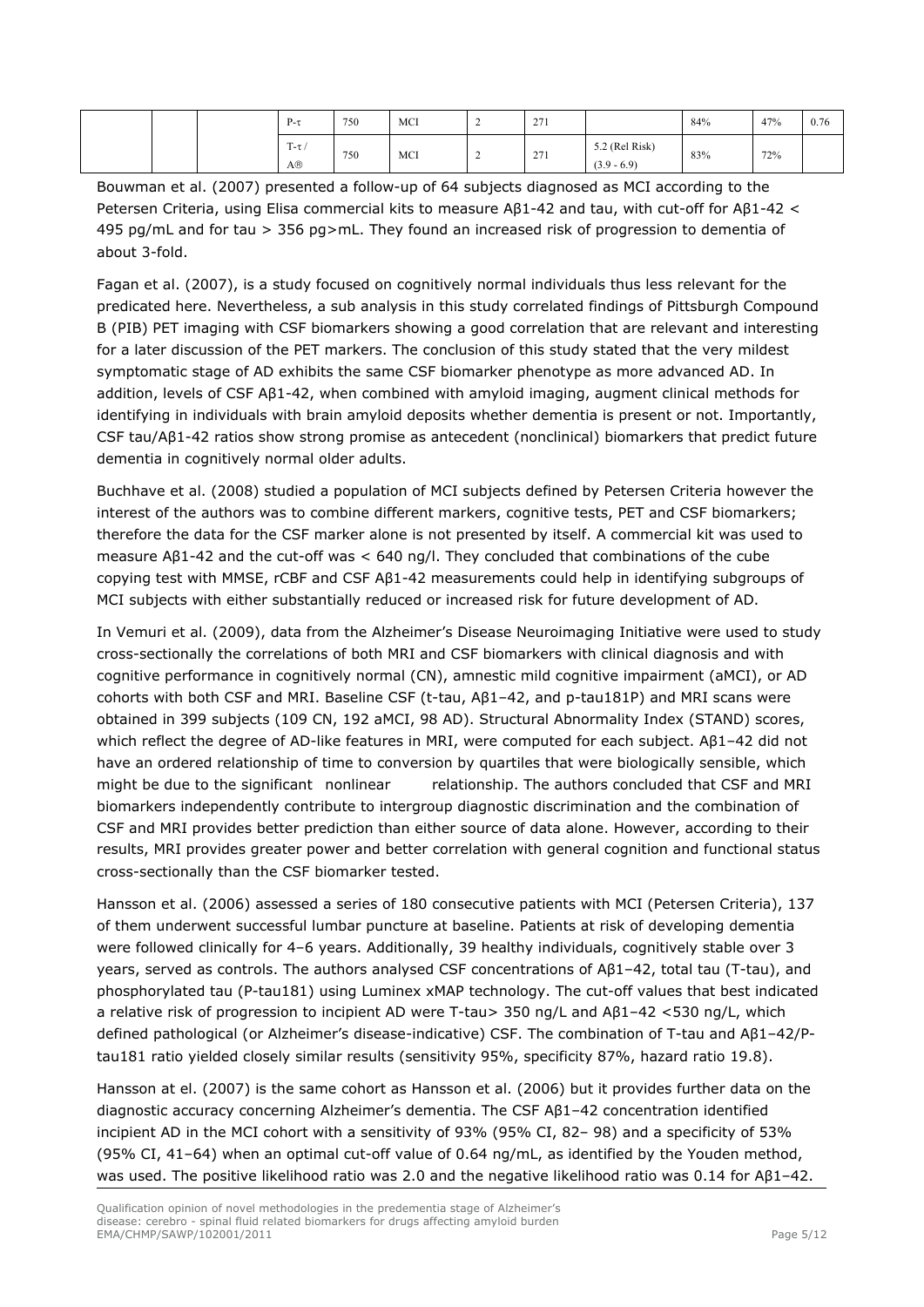|  |  |  | P-τ | 750 | MCI | 2 | 271 |  | 84% | 47% | 0.76 |
|---|---|---|---|---|---|---|---|---|---|---|---|
|  |  |  | T-τ / Aβ | 750 | MCI | 2 | 271 | 5.2 (Rel Risk) (3.9 - 6.9) | 83% | 72% |  |

Bouwman et al. (2007) presented a follow-up of 64 subjects diagnosed as MCI according to the Petersen Criteria, using Elisa commercial kits to measure Aβ1-42 and tau, with cut-off for Aβ1-42 < 495 pg/mL and for tau > 356 pg>mL. They found an increased risk of progression to dementia of about 3-fold.

Fagan et al. (2007), is a study focused on cognitively normal individuals thus less relevant for the predicated here. Nevertheless, a sub analysis in this study correlated findings of Pittsburgh Compound B (PIB) PET imaging with CSF biomarkers showing a good correlation that are relevant and interesting for a later discussion of the PET markers. The conclusion of this study stated that the very mildest symptomatic stage of AD exhibits the same CSF biomarker phenotype as more advanced AD. In addition, levels of CSF Aβ1-42, when combined with amyloid imaging, augment clinical methods for identifying in individuals with brain amyloid deposits whether dementia is present or not. Importantly, CSF tau/Aβ1-42 ratios show strong promise as antecedent (nonclinical) biomarkers that predict future dementia in cognitively normal older adults.

Buchhave et al. (2008) studied a population of MCI subjects defined by Petersen Criteria however the interest of the authors was to combine different markers, cognitive tests, PET and CSF biomarkers; therefore the data for the CSF marker alone is not presented by itself. A commercial kit was used to measure Aβ1-42 and the cut-off was < 640 ng/l. They concluded that combinations of the cube copying test with MMSE, rCBF and CSF Aβ1-42 measurements could help in identifying subgroups of MCI subjects with either substantially reduced or increased risk for future development of AD.

In Vemuri et al. (2009), data from the Alzheimer's Disease Neuroimaging Initiative were used to study cross-sectionally the correlations of both MRI and CSF biomarkers with clinical diagnosis and with cognitive performance in cognitively normal (CN), amnestic mild cognitive impairment (aMCI), or AD cohorts with both CSF and MRI. Baseline CSF (t-tau, Aβ1–42, and p-tau181P) and MRI scans were obtained in 399 subjects (109 CN, 192 aMCI, 98 AD). Structural Abnormality Index (STAND) scores, which reflect the degree of AD-like features in MRI, were computed for each subject. Aβ1–42 did not have an ordered relationship of time to conversion by quartiles that were biologically sensible, which might be due to the significant nonlinear relationship. The authors concluded that CSF and MRI biomarkers independently contribute to intergroup diagnostic discrimination and the combination of CSF and MRI provides better prediction than either source of data alone. However, according to their results, MRI provides greater power and better correlation with general cognition and functional status cross-sectionally than the CSF biomarker tested.

Hansson et al. (2006) assessed a series of 180 consecutive patients with MCI (Petersen Criteria), 137 of them underwent successful lumbar puncture at baseline. Patients at risk of developing dementia were followed clinically for 4–6 years. Additionally, 39 healthy individuals, cognitively stable over 3 years, served as controls. The authors analysed CSF concentrations of Aβ1–42, total tau (T-tau), and phosphorylated tau (P-tau181) using Luminex xMAP technology. The cut-off values that best indicated a relative risk of progression to incipient AD were T-tau> 350 ng/L and Aβ1–42 <530 ng/L, which defined pathological (or Alzheimer's disease-indicative) CSF. The combination of T-tau and Aβ1–42/P-tau181 ratio yielded closely similar results (sensitivity 95%, specificity 87%, hazard ratio 19.8).

Hansson at el. (2007) is the same cohort as Hansson et al. (2006) but it provides further data on the diagnostic accuracy concerning Alzheimer's dementia. The CSF Aβ1–42 concentration identified incipient AD in the MCI cohort with a sensitivity of 93% (95% CI, 82– 98) and a specificity of 53% (95% CI, 41–64) when an optimal cut-off value of 0.64 ng/mL, as identified by the Youden method, was used. The positive likelihood ratio was 2.0 and the negative likelihood ratio was 0.14 for Aβ1–42.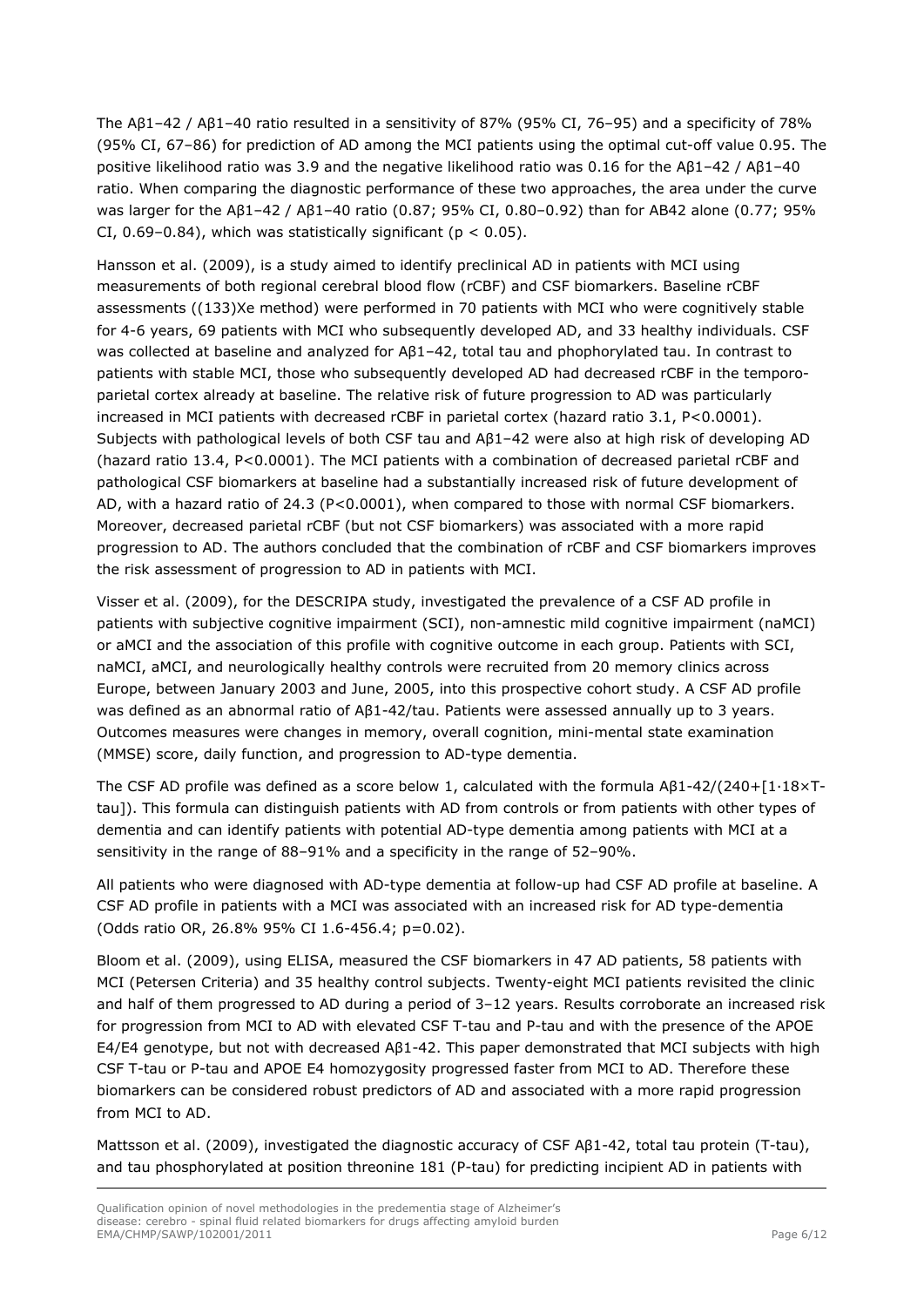The Aβ1–42 / Aβ1–40 ratio resulted in a sensitivity of 87% (95% CI, 76–95) and a specificity of 78% (95% CI, 67–86) for prediction of AD among the MCI patients using the optimal cut-off value 0.95. The positive likelihood ratio was 3.9 and the negative likelihood ratio was 0.16 for the Aβ1–42 / Aβ1–40 ratio. When comparing the diagnostic performance of these two approaches, the area under the curve was larger for the Aβ1–42 / Aβ1–40 ratio (0.87; 95% CI, 0.80–0.92) than for AB42 alone (0.77; 95% CI, 0.69–0.84), which was statistically significant ($p < 0.05$).

Hansson et al. (2009), is a study aimed to identify preclinical AD in patients with MCI using measurements of both regional cerebral blood flow (rCBF) and CSF biomarkers. Baseline rCBF assessments ((133)Xe method) were performed in 70 patients with MCI who were cognitively stable for 4-6 years, 69 patients with MCI who subsequently developed AD, and 33 healthy individuals. CSF was collected at baseline and analyzed for Aβ1–42, total tau and phophorylated tau. In contrast to patients with stable MCI, those who subsequently developed AD had decreased rCBF in the temporo-parietal cortex already at baseline. The relative risk of future progression to AD was particularly increased in MCI patients with decreased rCBF in parietal cortex (hazard ratio 3.1, P<0.0001). Subjects with pathological levels of both CSF tau and Aβ1–42 were also at high risk of developing AD (hazard ratio 13.4, P<0.0001). The MCI patients with a combination of decreased parietal rCBF and pathological CSF biomarkers at baseline had a substantially increased risk of future development of AD, with a hazard ratio of 24.3 (P<0.0001), when compared to those with normal CSF biomarkers. Moreover, decreased parietal rCBF (but not CSF biomarkers) was associated with a more rapid progression to AD. The authors concluded that the combination of rCBF and CSF biomarkers improves the risk assessment of progression to AD in patients with MCI.

Visser et al. (2009), for the DESCRIPA study, investigated the prevalence of a CSF AD profile in patients with subjective cognitive impairment (SCI), non-amnestic mild cognitive impairment (naMCI) or aMCI and the association of this profile with cognitive outcome in each group. Patients with SCI, naMCI, aMCI, and neurologically healthy controls were recruited from 20 memory clinics across Europe, between January 2003 and June, 2005, into this prospective cohort study. A CSF AD profile was defined as an abnormal ratio of Aβ1-42/tau. Patients were assessed annually up to 3 years. Outcomes measures were changes in memory, overall cognition, mini-mental state examination (MMSE) score, daily function, and progression to AD-type dementia.

The CSF AD profile was defined as a score below 1, calculated with the formula Aβ1-42/(240+[1·18×T-tau]). This formula can distinguish patients with AD from controls or from patients with other types of dementia and can identify patients with potential AD-type dementia among patients with MCI at a sensitivity in the range of 88–91% and a specificity in the range of 52–90%.

All patients who were diagnosed with AD-type dementia at follow-up had CSF AD profile at baseline. A CSF AD profile in patients with a MCI was associated with an increased risk for AD type-dementia (Odds ratio OR, 26.8% 95% CI 1.6-456.4; p=0.02).

Bloom et al. (2009), using ELISA, measured the CSF biomarkers in 47 AD patients, 58 patients with MCI (Petersen Criteria) and 35 healthy control subjects. Twenty-eight MCI patients revisited the clinic and half of them progressed to AD during a period of 3–12 years. Results corroborate an increased risk for progression from MCI to AD with elevated CSF T-tau and P-tau and with the presence of the APOE E4/E4 genotype, but not with decreased Aβ1-42. This paper demonstrated that MCI subjects with high CSF T-tau or P-tau and APOE E4 homozygosity progressed faster from MCI to AD. Therefore these biomarkers can be considered robust predictors of AD and associated with a more rapid progression from MCI to AD.

Mattsson et al. (2009), investigated the diagnostic accuracy of CSF Aβ1-42, total tau protein (T-tau), and tau phosphorylated at position threonine 181 (P-tau) for predicting incipient AD in patients with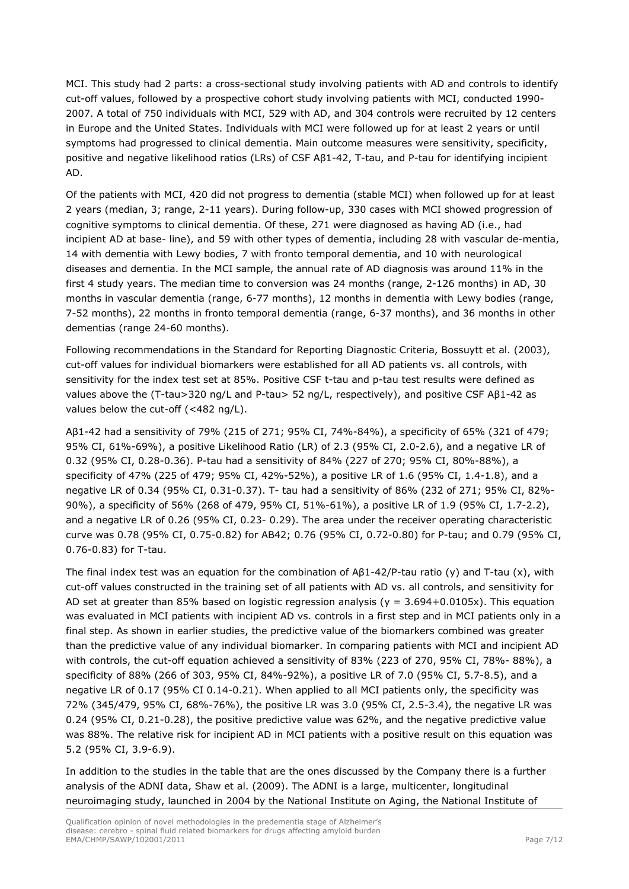MCI. This study had 2 parts: a cross-sectional study involving patients with AD and controls to identify cut-off values, followed by a prospective cohort study involving patients with MCI, conducted 1990-2007. A total of 750 individuals with MCI, 529 with AD, and 304 controls were recruited by 12 centers in Europe and the United States. Individuals with MCI were followed up for at least 2 years or until symptoms had progressed to clinical dementia. Main outcome measures were sensitivity, specificity, positive and negative likelihood ratios (LRs) of CSF Aβ1-42, T-tau, and P-tau for identifying incipient AD.

Of the patients with MCI, 420 did not progress to dementia (stable MCI) when followed up for at least 2 years (median, 3; range, 2-11 years). During follow-up, 330 cases with MCI showed progression of cognitive symptoms to clinical dementia. Of these, 271 were diagnosed as having AD (i.e., had incipient AD at base- line), and 59 with other types of dementia, including 28 with vascular de-mentia, 14 with dementia with Lewy bodies, 7 with fronto temporal dementia, and 10 with neurological diseases and dementia. In the MCI sample, the annual rate of AD diagnosis was around 11% in the first 4 study years. The median time to conversion was 24 months (range, 2-126 months) in AD, 30 months in vascular dementia (range, 6-77 months), 12 months in dementia with Lewy bodies (range, 7-52 months), 22 months in fronto temporal dementia (range, 6-37 months), and 36 months in other dementias (range 24-60 months).

Following recommendations in the Standard for Reporting Diagnostic Criteria, Bossuytt et al. (2003), cut-off values for individual biomarkers were established for all AD patients vs. all controls, with sensitivity for the index test set at 85%. Positive CSF t-tau and p-tau test results were defined as values above the (T-tau>320 ng/L and P-tau> 52 ng/L, respectively), and positive CSF Aβ1-42 as values below the cut-off (<482 ng/L).

Aβ1-42 had a sensitivity of 79% (215 of 271; 95% CI, 74%-84%), a specificity of 65% (321 of 479; 95% CI, 61%-69%), a positive Likelihood Ratio (LR) of 2.3 (95% CI, 2.0-2.6), and a negative LR of 0.32 (95% CI, 0.28-0.36). P-tau had a sensitivity of 84% (227 of 270; 95% CI, 80%-88%), a specificity of 47% (225 of 479; 95% CI, 42%-52%), a positive LR of 1.6 (95% CI, 1.4-1.8), and a negative LR of 0.34 (95% CI, 0.31-0.37). T- tau had a sensitivity of 86% (232 of 271; 95% CI, 82%-90%), a specificity of 56% (268 of 479, 95% CI, 51%-61%), a positive LR of 1.9 (95% CI, 1.7-2.2), and a negative LR of 0.26 (95% CI, 0.23- 0.29). The area under the receiver operating characteristic curve was 0.78 (95% CI, 0.75-0.82) for AB42; 0.76 (95% CI, 0.72-0.80) for P-tau; and 0.79 (95% CI, 0.76-0.83) for T-tau.

The final index test was an equation for the combination of Aβ1-42/P-tau ratio (y) and T-tau (x), with cut-off values constructed in the training set of all patients with AD vs. all controls, and sensitivity for AD set at greater than 85% based on logistic regression analysis ($y = 3.694+0.0105x$). This equation was evaluated in MCI patients with incipient AD vs. controls in a first step and in MCI patients only in a final step. As shown in earlier studies, the predictive value of the biomarkers combined was greater than the predictive value of any individual biomarker. In comparing patients with MCI and incipient AD with controls, the cut-off equation achieved a sensitivity of 83% (223 of 270, 95% CI, 78%- 88%), a specificity of 88% (266 of 303, 95% CI, 84%-92%), a positive LR of 7.0 (95% CI, 5.7-8.5), and a negative LR of 0.17 (95% CI 0.14-0.21). When applied to all MCI patients only, the specificity was 72% (345/479, 95% CI, 68%-76%), the positive LR was 3.0 (95% CI, 2.5-3.4), the negative LR was 0.24 (95% CI, 0.21-0.28), the positive predictive value was 62%, and the negative predictive value was 88%. The relative risk for incipient AD in MCI patients with a positive result on this equation was 5.2 (95% CI, 3.9-6.9).

In addition to the studies in the table that are the ones discussed by the Company there is a further analysis of the ADNI data, Shaw et al. (2009). The ADNI is a large, multicenter, longitudinal neuroimaging study, launched in 2004 by the National Institute on Aging, the National Institute of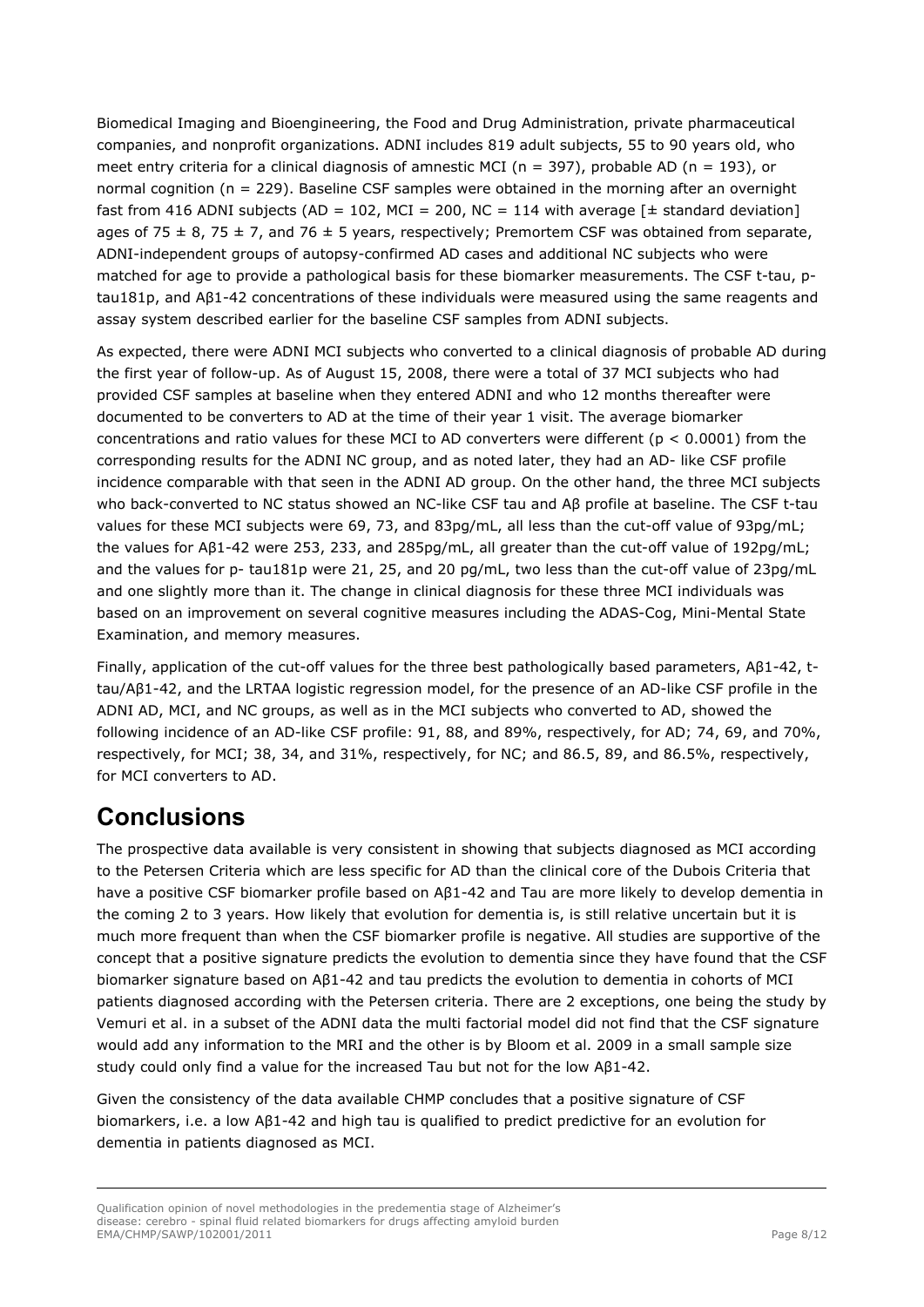Biomedical Imaging and Bioengineering, the Food and Drug Administration, private pharmaceutical companies, and nonprofit organizations. ADNI includes 819 adult subjects, 55 to 90 years old, who meet entry criteria for a clinical diagnosis of amnestic MCI (n = 397), probable AD (n = 193), or normal cognition (n = 229). Baseline CSF samples were obtained in the morning after an overnight fast from 416 ADNI subjects (AD = 102, MCI = 200, NC = 114 with average [± standard deviation] ages of 75 ± 8, 75 ± 7, and 76 ± 5 years, respectively; Premortem CSF was obtained from separate, ADNI-independent groups of autopsy-confirmed AD cases and additional NC subjects who were matched for age to provide a pathological basis for these biomarker measurements. The CSF t-tau, p-tau181p, and Aβ1-42 concentrations of these individuals were measured using the same reagents and assay system described earlier for the baseline CSF samples from ADNI subjects.

As expected, there were ADNI MCI subjects who converted to a clinical diagnosis of probable AD during the first year of follow-up. As of August 15, 2008, there were a total of 37 MCI subjects who had provided CSF samples at baseline when they entered ADNI and who 12 months thereafter were documented to be converters to AD at the time of their year 1 visit. The average biomarker concentrations and ratio values for these MCI to AD converters were different ($p < 0.0001$) from the corresponding results for the ADNI NC group, and as noted later, they had an AD- like CSF profile incidence comparable with that seen in the ADNI AD group. On the other hand, the three MCI subjects who back-converted to NC status showed an NC-like CSF tau and Aβ profile at baseline. The CSF t-tau values for these MCI subjects were 69, 73, and 83pg/mL, all less than the cut-off value of 93pg/mL; the values for Aβ1-42 were 253, 233, and 285pg/mL, all greater than the cut-off value of 192pg/mL; and the values for p- tau181p were 21, 25, and 20 pg/mL, two less than the cut-off value of 23pg/mL and one slightly more than it. The change in clinical diagnosis for these three MCI individuals was based on an improvement on several cognitive measures including the ADAS-Cog, Mini-Mental State Examination, and memory measures.

Finally, application of the cut-off values for the three best pathologically based parameters, Aβ1-42, t-tau/Aβ1-42, and the LRTAA logistic regression model, for the presence of an AD-like CSF profile in the ADNI AD, MCI, and NC groups, as well as in the MCI subjects who converted to AD, showed the following incidence of an AD-like CSF profile: 91, 88, and 89%, respectively, for AD; 74, 69, and 70%, respectively, for MCI; 38, 34, and 31%, respectively, for NC; and 86.5, 89, and 86.5%, respectively, for MCI converters to AD.

# Conclusions

The prospective data available is very consistent in showing that subjects diagnosed as MCI according to the Petersen Criteria which are less specific for AD than the clinical core of the Dubois Criteria that have a positive CSF biomarker profile based on Aβ1-42 and Tau are more likely to develop dementia in the coming 2 to 3 years. How likely that evolution for dementia is, is still relative uncertain but it is much more frequent than when the CSF biomarker profile is negative. All studies are supportive of the concept that a positive signature predicts the evolution to dementia since they have found that the CSF biomarker signature based on Aβ1-42 and tau predicts the evolution to dementia in cohorts of MCI patients diagnosed according with the Petersen criteria. There are 2 exceptions, one being the study by Vemuri et al. in a subset of the ADNI data the multi factorial model did not find that the CSF signature would add any information to the MRI and the other is by Bloom et al. 2009 in a small sample size study could only find a value for the increased Tau but not for the low Aβ1-42.

Given the consistency of the data available CHMP concludes that a positive signature of CSF biomarkers, i.e. a low Aβ1-42 and high tau is qualified to predict predictive for an evolution for dementia in patients diagnosed as MCI.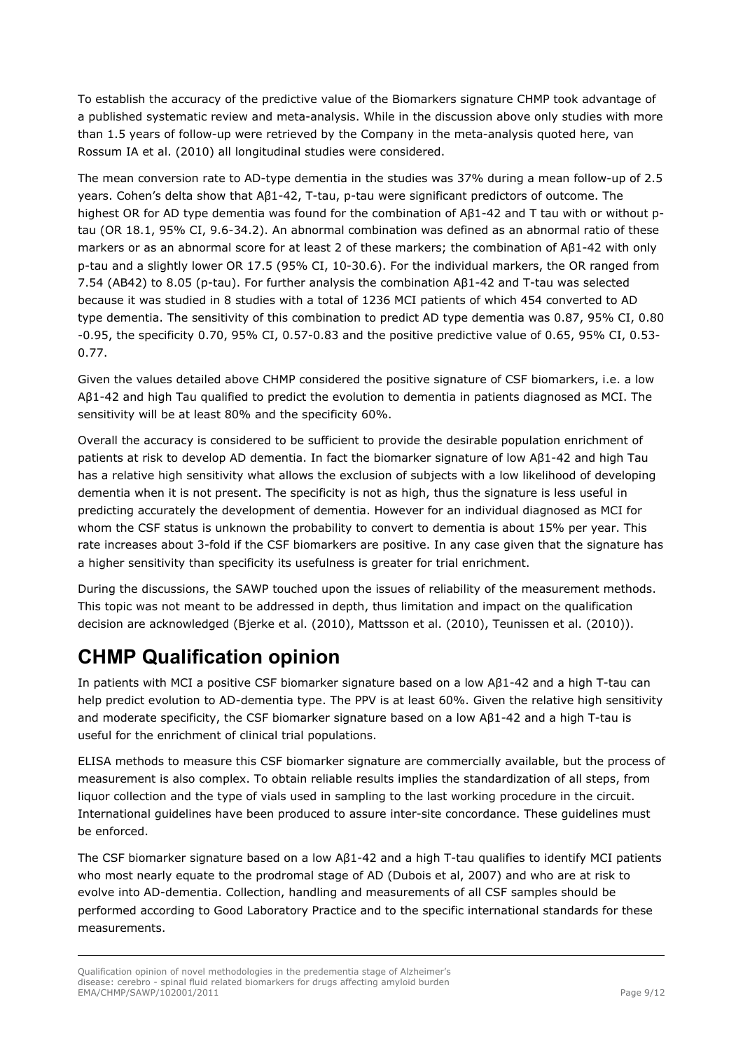To establish the accuracy of the predictive value of the Biomarkers signature CHMP took advantage of a published systematic review and meta-analysis. While in the discussion above only studies with more than 1.5 years of follow-up were retrieved by the Company in the meta-analysis quoted here, van Rossum IA et al. (2010) all longitudinal studies were considered.

The mean conversion rate to AD-type dementia in the studies was 37% during a mean follow-up of 2.5 years. Cohen's delta show that Aβ1-42, T-tau, p-tau were significant predictors of outcome. The highest OR for AD type dementia was found for the combination of Aβ1-42 and T tau with or without p-tau (OR 18.1, 95% CI, 9.6-34.2). An abnormal combination was defined as an abnormal ratio of these markers or as an abnormal score for at least 2 of these markers; the combination of Aβ1-42 with only p-tau and a slightly lower OR 17.5 (95% CI, 10-30.6). For the individual markers, the OR ranged from 7.54 (AB42) to 8.05 (p-tau). For further analysis the combination Aβ1-42 and T-tau was selected because it was studied in 8 studies with a total of 1236 MCI patients of which 454 converted to AD type dementia. The sensitivity of this combination to predict AD type dementia was 0.87, 95% CI, 0.80 -0.95, the specificity 0.70, 95% CI, 0.57-0.83 and the positive predictive value of 0.65, 95% CI, 0.53-0.77.

Given the values detailed above CHMP considered the positive signature of CSF biomarkers, i.e. a low Aβ1-42 and high Tau qualified to predict the evolution to dementia in patients diagnosed as MCI. The sensitivity will be at least 80% and the specificity 60%.

Overall the accuracy is considered to be sufficient to provide the desirable population enrichment of patients at risk to develop AD dementia. In fact the biomarker signature of low Aβ1-42 and high Tau has a relative high sensitivity what allows the exclusion of subjects with a low likelihood of developing dementia when it is not present. The specificity is not as high, thus the signature is less useful in predicting accurately the development of dementia. However for an individual diagnosed as MCI for whom the CSF status is unknown the probability to convert to dementia is about 15% per year. This rate increases about 3-fold if the CSF biomarkers are positive. In any case given that the signature has a higher sensitivity than specificity its usefulness is greater for trial enrichment.

During the discussions, the SAWP touched upon the issues of reliability of the measurement methods. This topic was not meant to be addressed in depth, thus limitation and impact on the qualification decision are acknowledged (Bjerke et al. (2010), Mattsson et al. (2010), Teunissen et al. (2010)).

# CHMP Qualification opinion

In patients with MCI a positive CSF biomarker signature based on a low Aβ1-42 and a high T-tau can help predict evolution to AD-dementia type. The PPV is at least 60%. Given the relative high sensitivity and moderate specificity, the CSF biomarker signature based on a low Aβ1-42 and a high T-tau is useful for the enrichment of clinical trial populations.

ELISA methods to measure this CSF biomarker signature are commercially available, but the process of measurement is also complex. To obtain reliable results implies the standardization of all steps, from liquor collection and the type of vials used in sampling to the last working procedure in the circuit. International guidelines have been produced to assure inter-site concordance. These guidelines must be enforced.

The CSF biomarker signature based on a low Aβ1-42 and a high T-tau qualifies to identify MCI patients who most nearly equate to the prodromal stage of AD (Dubois et al, 2007) and who are at risk to evolve into AD-dementia. Collection, handling and measurements of all CSF samples should be performed according to Good Laboratory Practice and to the specific international standards for these measurements.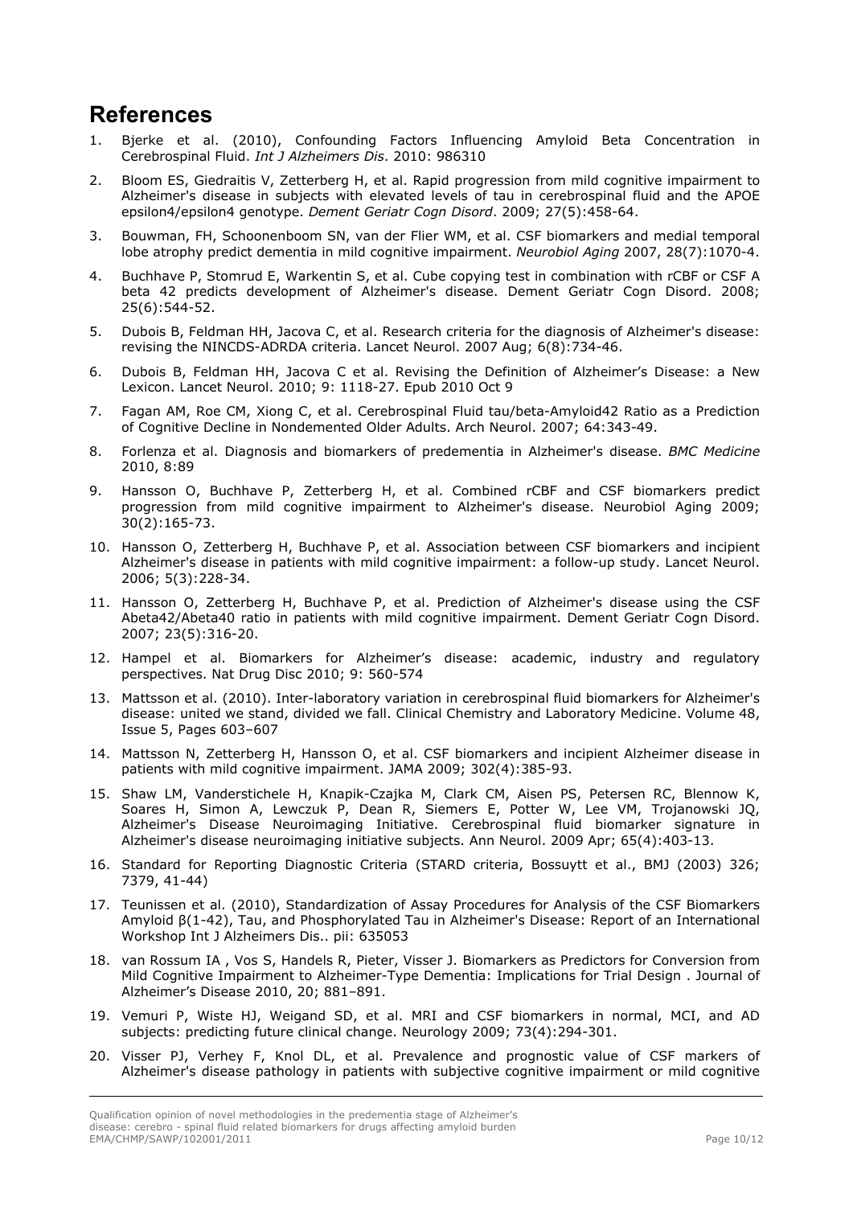## References

1. Bjerke et al. (2010), Confounding Factors Influencing Amyloid Beta Concentration in Cerebrospinal Fluid. *Int J Alzheimers Dis*. 2010: 986310
2. Bloom ES, Giedraitis V, Zetterberg H, et al. Rapid progression from mild cognitive impairment to Alzheimer's disease in subjects with elevated levels of tau in cerebrospinal fluid and the APOE epsilon4/epsilon4 genotype. *Dement Geriatr Cogn Disord*. 2009; 27(5):458-64.
3. Bouwman, FH, Schoonenboom SN, van der Flier WM, et al. CSF biomarkers and medial temporal lobe atrophy predict dementia in mild cognitive impairment. *Neurobiol Aging* 2007, 28(7):1070-4.
4. Buchhave P, Stomrud E, Warkentin S, et al. Cube copying test in combination with rCBF or CSF A beta 42 predicts development of Alzheimer's disease. Dement Geriatr Cogn Disord. 2008; 25(6):544-52.
5. Dubois B, Feldman HH, Jacova C, et al. Research criteria for the diagnosis of Alzheimer's disease: revising the NINCDS-ADRDA criteria. Lancet Neurol. 2007 Aug; 6(8):734-46.
6. Dubois B, Feldman HH, Jacova C et al. Revising the Definition of Alzheimer's Disease: a New Lexicon. Lancet Neurol. 2010; 9: 1118-27. Epub 2010 Oct 9
7. Fagan AM, Roe CM, Xiong C, et al. Cerebrospinal Fluid tau/beta-Amyloid42 Ratio as a Prediction of Cognitive Decline in Nondemented Older Adults. Arch Neurol. 2007; 64:343-49.
8. Forlenza et al. Diagnosis and biomarkers of predementia in Alzheimer's disease. *BMC Medicine* 2010, 8:89
9. Hansson O, Buchhave P, Zetterberg H, et al. Combined rCBF and CSF biomarkers predict progression from mild cognitive impairment to Alzheimer's disease. Neurobiol Aging 2009; 30(2):165-73.
10. Hansson O, Zetterberg H, Buchhave P, et al. Association between CSF biomarkers and incipient Alzheimer's disease in patients with mild cognitive impairment: a follow-up study. Lancet Neurol. 2006; 5(3):228-34.
11. Hansson O, Zetterberg H, Buchhave P, et al. Prediction of Alzheimer's disease using the CSF Abeta42/Abeta40 ratio in patients with mild cognitive impairment. Dement Geriatr Cogn Disord. 2007; 23(5):316-20.
12. Hampel et al. Biomarkers for Alzheimer's disease: academic, industry and regulatory perspectives. Nat Drug Disc 2010; 9: 560-574
13. Mattsson et al. (2010). Inter-laboratory variation in cerebrospinal fluid biomarkers for Alzheimer's disease: united we stand, divided we fall. Clinical Chemistry and Laboratory Medicine. Volume 48, Issue 5, Pages 603–607
14. Mattsson N, Zetterberg H, Hansson O, et al. CSF biomarkers and incipient Alzheimer disease in patients with mild cognitive impairment. JAMA 2009; 302(4):385-93.
15. Shaw LM, Vanderstichele H, Knapik-Czajka M, Clark CM, Aisen PS, Petersen RC, Blennow K, Soares H, Simon A, Lewczuk P, Dean R, Siemers E, Potter W, Lee VM, Trojanowski JQ, Alzheimer's Disease Neuroimaging Initiative. Cerebrospinal fluid biomarker signature in Alzheimer's disease neuroimaging initiative subjects. Ann Neurol. 2009 Apr; 65(4):403-13.
16. Standard for Reporting Diagnostic Criteria (STARD criteria, Bossuyt et al., BMJ (2003) 326; 7379, 41-44)
17. Teunissen et al. (2010), Standardization of Assay Procedures for Analysis of the CSF Biomarkers Amyloid β(1-42), Tau, and Phosphorylated Tau in Alzheimer's Disease: Report of an International Workshop Int J Alzheimers Dis.. pii: 635053
18. van Rossum IA , Vos S, Handels R, Pieter, Visser J. Biomarkers as Predictors for Conversion from Mild Cognitive Impairment to Alzheimer-Type Dementia: Implications for Trial Design . Journal of Alzheimer's Disease 2010, 20; 881–891.
19. Vemuri P, Wiste HJ, Weigand SD, et al. MRI and CSF biomarkers in normal, MCI, and AD subjects: predicting future clinical change. Neurology 2009; 73(4):294-301.
20. Visser PJ, Verhey F, Knol DL, et al. Prevalence and prognostic value of CSF markers of Alzheimer's disease pathology in patients with subjective cognitive impairment or mild cognitive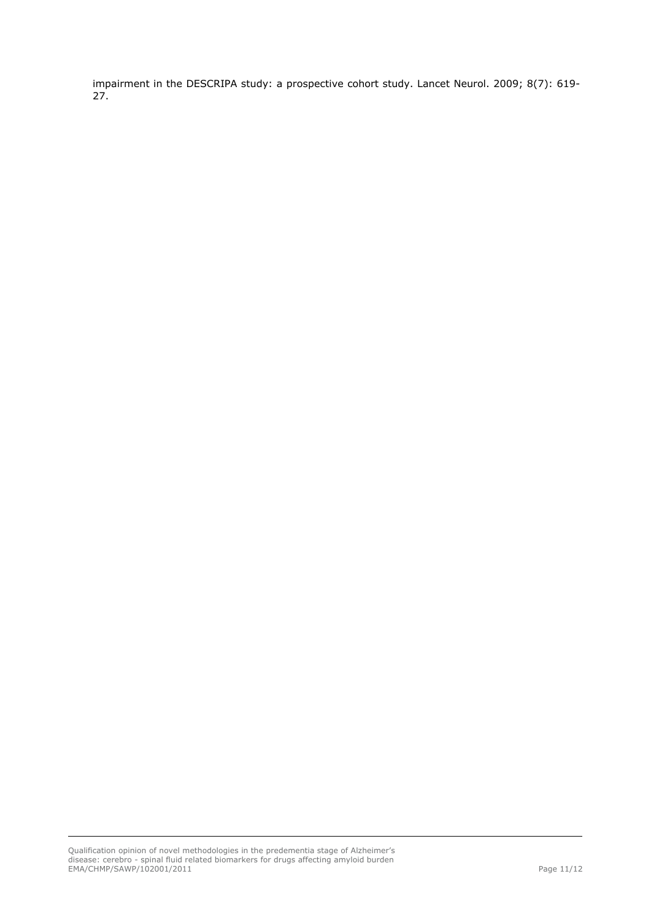impairment in the DESCRIPA study: a prospective cohort study. Lancet Neurol. 2009; 8(7): 619-27.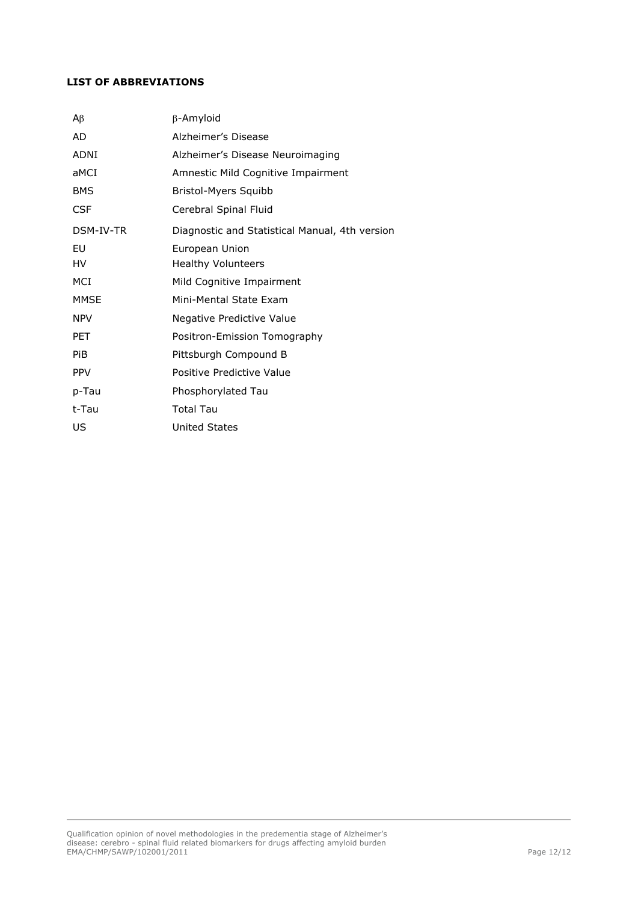**LIST OF ABBREVIATIONS**

| | |
|---|---|
| Aβ | β-Amyloid |
| AD | Alzheimer's Disease |
| ADNI | Alzheimer's Disease Neuroimaging |
| aMCI | Amnestic Mild Cognitive Impairment |
| BMS | Bristol-Myers Squibb |
| CSF | Cerebral Spinal Fluid |
| DSM-IV-TR | Diagnostic and Statistical Manual, 4th version |
| EU | European Union |
| HV | Healthy Volunteers |
| MCI | Mild Cognitive Impairment |
| MMSE | Mini-Mental State Exam |
| NPV | Negative Predictive Value |
| PET | Positron-Emission Tomography |
| PiB | Pittsburgh Compound B |
| PPV | Positive Predictive Value |
| p-Tau | Phosphorylated Tau |
| t-Tau | Total Tau |
| US | United States |